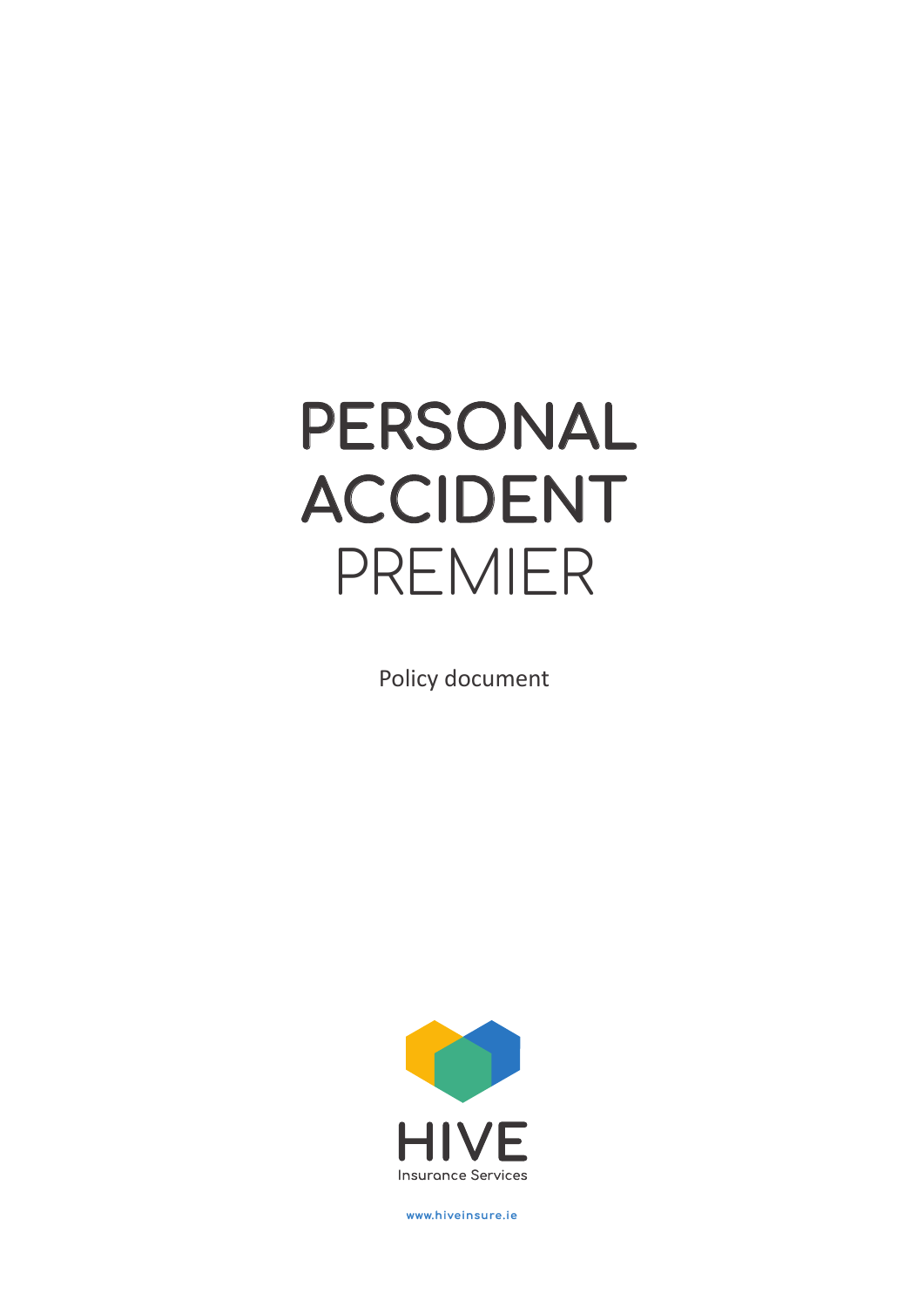# PERSONAL ACCIDENT PREMIER

Policy document

HIVE

Insurance Services

www.hiveinsure.ie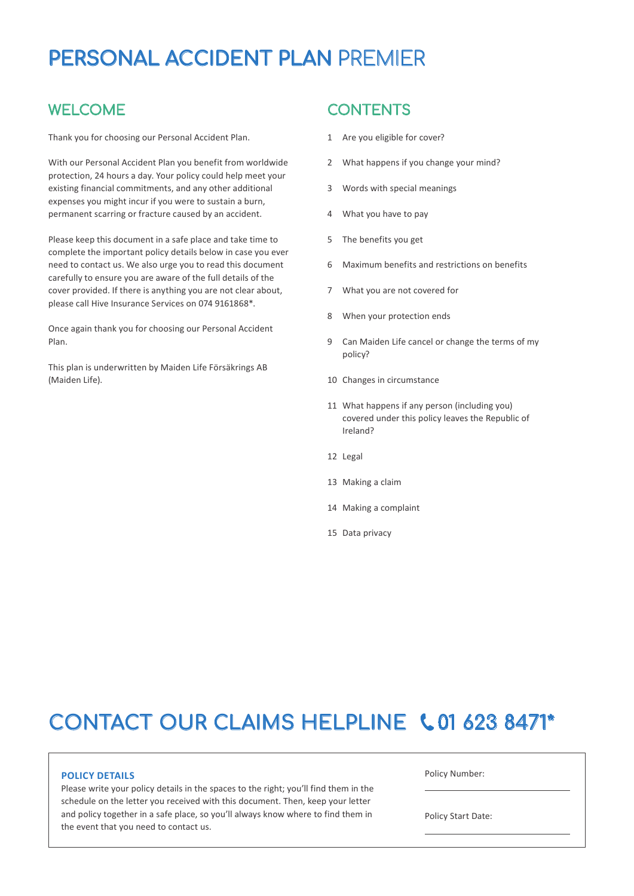# PERSONAL ACCIDENT PLAN PREMIER

## WELCOME

Thank you for choosing our Personal Accident Plan.

With our Personal Accident Plan you benefit from worldwide protection, 24 hours a day. Your policy could help meet your existing financial commitments, and any other additional expenses you might incur if you were to sustain a burn, permanent scarring or fracture caused by an accident.

Please keep this document in a safe place and take time to complete the important policy details below in case you ever need to contact us. We also urge you to read this document carefully to ensure you are aware of the full details of the cover provided. If there is anything you are not clear about, please call Hive Insurance Services on 074 9161868*.

Once again thank you for choosing our Personal Accident Plan.

This plan is underwritten by Maiden Life Försäkrings AB (Maiden Life).

## CONTENTS

1. Are you eligible for cover?
2. What happens if you change your mind?
3. Words with special meanings
4. What you have to pay
5. The benefits you get
6. Maximum benefits and restrictions on benefits
7. What you are not covered for
8. When your protection ends
9. Can Maiden Life cancel or change the terms of my policy?
10. Changes in circumstance
11. What happens if any person (including you) covered under this policy leaves the Republic of Ireland?
12. Legal
13. Making a claim
14. Making a complaint
15. Data privacy

## CONTACT OUR CLAIMS HELPLINE 01 623 8471*

**POLICY DETAILS**

Please write your policy details in the spaces to the right; you'll find them in the schedule on the letter you received with this document. Then, keep your letter and policy together in a safe place, so you'll always know where to find them in the event that you need to contact us.

Policy Number: \_\_\_\_\_\_\_\_\_\_\_\_\_\_\_\_\_\_\_\_

Policy Start Date: \_\_\_\_\_\_\_\_\_\_\_\_\_\_\_\_\_\_\_\_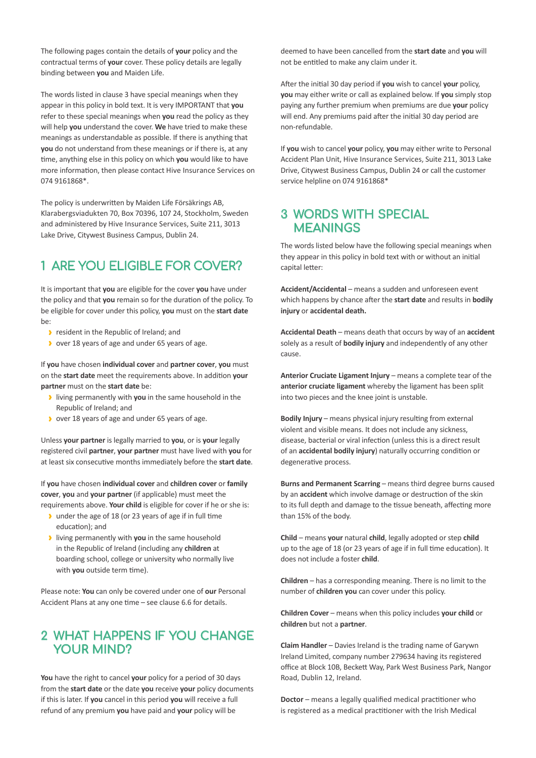The following pages contain the details of **your** policy and the contractual terms of **your** cover. These policy details are legally binding between **you** and Maiden Life.

The words listed in clause 3 have special meanings when they appear in this policy in bold text. It is very IMPORTANT that **you** refer to these special meanings when **you** read the policy as they will help **you** understand the cover. **We** have tried to make these meanings as understandable as possible. If there is anything that **you** do not understand from these meanings or if there is, at any time, anything else in this policy on which **you** would like to have more information, then please contact Hive Insurance Services on 074 9161868*.

The policy is underwritten by Maiden Life Försäkrings AB, Klarabergsviadukten 70, Box 70396, 107 24, Stockholm, Sweden and administered by Hive Insurance Services, Suite 211, 3013 Lake Drive, Citywest Business Campus, Dublin 24.

## 1 ARE YOU ELIGIBLE FOR COVER?

It is important that **you** are eligible for the cover **you** have under the policy and that **you** remain so for the duration of the policy. To be eligible for cover under this policy, **you** must on the **start date** be:

- resident in the Republic of Ireland; and
- over 18 years of age and under 65 years of age.

If **you** have chosen **individual cover** and **partner cover**, **you** must on the **start date** meet the requirements above. In addition **your partner** must on the **start date** be:

- living permanently with **you** in the same household in the Republic of Ireland; and
- over 18 years of age and under 65 years of age.

Unless **your partner** is legally married to **you**, or is **your** legally registered civil **partner**, **your partner** must have lived with **you** for at least six consecutive months immediately before the **start date**.

If **you** have chosen **individual cover** and **children cover** or **family cover**, **you** and **your partner** (if applicable) must meet the requirements above. **Your child** is eligible for cover if he or she is:

- under the age of 18 (or 23 years of age if in full time education); and
- living permanently with **you** in the same household in the Republic of Ireland (including any **children** at boarding school, college or university who normally live with **you** outside term time).

Please note: **You** can only be covered under one of **our** Personal Accident Plans at any one time – see clause 6.6 for details.

## 2 WHAT HAPPENS IF YOU CHANGE YOUR MIND?

**You** have the right to cancel **your** policy for a period of 30 days from the **start date** or the date **you** receive **your** policy documents if this is later. If **you** cancel in this period **you** will receive a full refund of any premium **you** have paid and **your** policy will be deemed to have been cancelled from the **start date** and **you** will not be entitled to make any claim under it.

After the initial 30 day period if **you** wish to cancel **your** policy, **you** may either write or call as explained below. If **you** simply stop paying any further premium when premiums are due **your** policy will end. Any premiums paid after the initial 30 day period are non-refundable.

If **you** wish to cancel **your** policy, **you** may either write to Personal Accident Plan Unit, Hive Insurance Services, Suite 211, 3013 Lake Drive, Citywest Business Campus, Dublin 24 or call the customer service helpline on 074 9161868*

## 3 WORDS WITH SPECIAL MEANINGS

The words listed below have the following special meanings when they appear in this policy in bold text with or without an initial capital letter:

**Accident/Accidental** – means a sudden and unforeseen event which happens by chance after the **start date** and results in **bodily injury** or **accidental death.**

**Accidental Death** – means death that occurs by way of an **accident** solely as a result of **bodily injury** and independently of any other cause.

**Anterior Cruciate Ligament Injury** – means a complete tear of the **anterior cruciate ligament** whereby the ligament has been split into two pieces and the knee joint is unstable.

**Bodily Injury** – means physical injury resulting from external violent and visible means. It does not include any sickness, disease, bacterial or viral infection (unless this is a direct result of an **accidental bodily injury**) naturally occurring condition or degenerative process.

**Burns and Permanent Scarring** – means third degree burns caused by an **accident** which involve damage or destruction of the skin to its full depth and damage to the tissue beneath, affecting more than 15% of the body.

**Child** – means **your** natural **child**, legally adopted or step **child** up to the age of 18 (or 23 years of age if in full time education). It does not include a foster **child**.

**Children** – has a corresponding meaning. There is no limit to the number of **children you** can cover under this policy.

**Children Cover** – means when this policy includes **your child** or **children** but not a **partner**.

**Claim Handler** – Davies Ireland is the trading name of Garywn Ireland Limited, company number 279634 having its registered office at Block 10B, Beckett Way, Park West Business Park, Nangor Road, Dublin 12, Ireland.

**Doctor** – means a legally qualified medical practitioner who is registered as a medical practitioner with the Irish Medical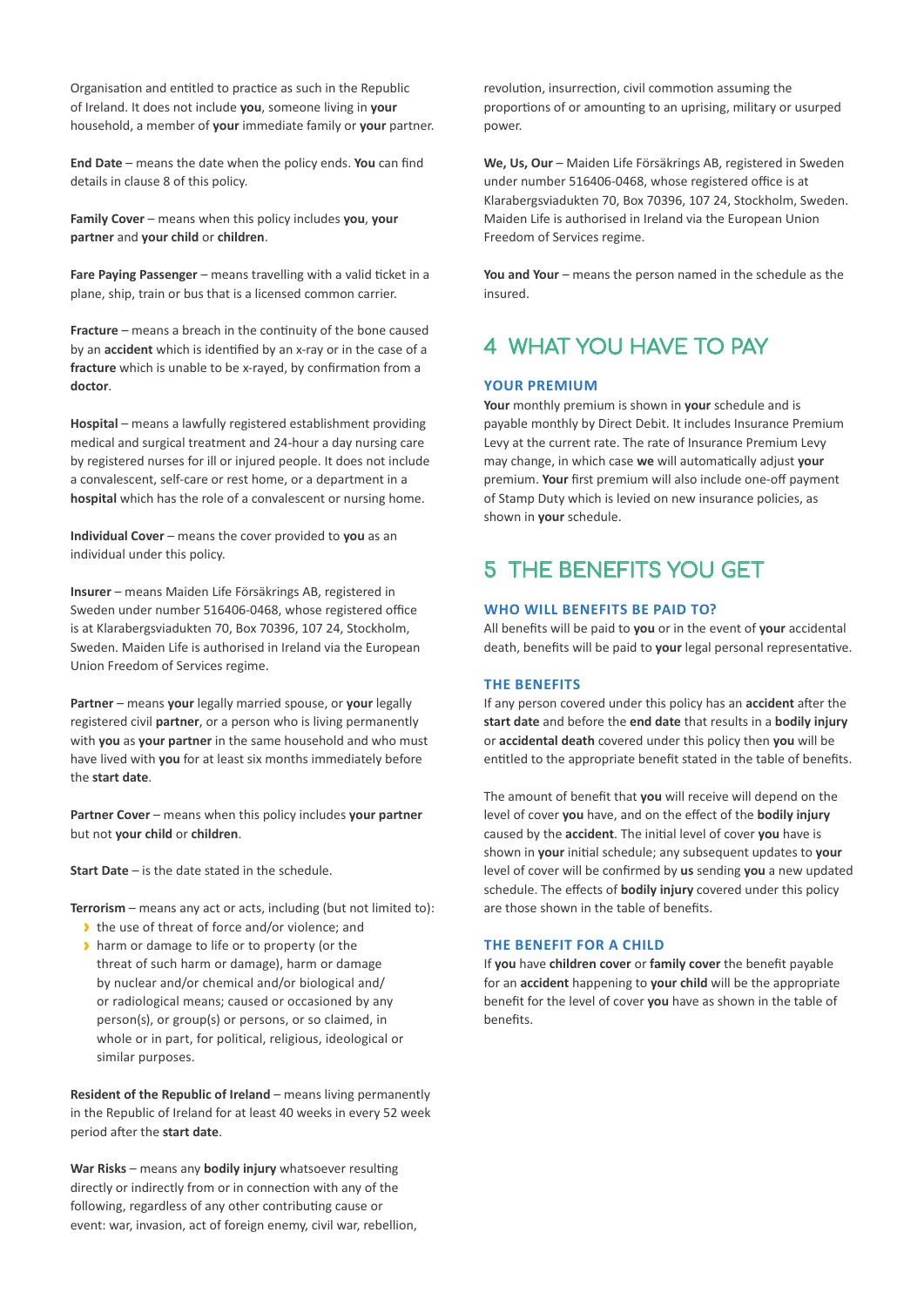Organisation and entitled to practice as such in the Republic of Ireland. It does not include **you**, someone living in **your** household, a member of **your** immediate family or **your** partner.

**End Date** – means the date when the policy ends. **You** can find details in clause 8 of this policy.

**Family Cover** – means when this policy includes **you**, **your partner** and **your child** or **children**.

**Fare Paying Passenger** – means travelling with a valid ticket in a plane, ship, train or bus that is a licensed common carrier.

**Fracture** – means a breach in the continuity of the bone caused by an **accident** which is identified by an x-ray or in the case of a **fracture** which is unable to be x-rayed, by confirmation from a **doctor**.

**Hospital** – means a lawfully registered establishment providing medical and surgical treatment and 24-hour a day nursing care by registered nurses for ill or injured people. It does not include a convalescent, self-care or rest home, or a department in a **hospital** which has the role of a convalescent or nursing home.

**Individual Cover** – means the cover provided to **you** as an individual under this policy.

**Insurer** – means Maiden Life Försäkrings AB, registered in Sweden under number 516406-0468, whose registered office is at Klarabergsviadukten 70, Box 70396, 107 24, Stockholm, Sweden. Maiden Life is authorised in Ireland via the European Union Freedom of Services regime.

**Partner** – means **your** legally married spouse, or **your** legally registered civil **partner**, or a person who is living permanently with **you** as **your partner** in the same household and who must have lived with **you** for at least six months immediately before the **start date**.

**Partner Cover** – means when this policy includes **your partner** but not **your child** or **children**.

**Start Date** – is the date stated in the schedule.

**Terrorism** – means any act or acts, including (but not limited to):

- the use of threat of force and/or violence; and
- harm or damage to life or to property (or the threat of such harm or damage), harm or damage by nuclear and/or chemical and/or biological and/ or radiological means; caused or occasioned by any person(s), or group(s) or persons, or so claimed, in whole or in part, for political, religious, ideological or similar purposes.

**Resident of the Republic of Ireland** – means living permanently in the Republic of Ireland for at least 40 weeks in every 52 week period after the **start date**.

**War Risks** – means any **bodily injury** whatsoever resulting directly or indirectly from or in connection with any of the following, regardless of any other contributing cause or event: war, invasion, act of foreign enemy, civil war, rebellion, revolution, insurrection, civil commotion assuming the proportions of or amounting to an uprising, military or usurped power.

**We, Us, Our** – Maiden Life Försäkrings AB, registered in Sweden under number 516406-0468, whose registered office is at Klarabergsviadukten 70, Box 70396, 107 24, Stockholm, Sweden. Maiden Life is authorised in Ireland via the European Union Freedom of Services regime.

**You and Your** – means the person named in the schedule as the insured.

## 4 WHAT YOU HAVE TO PAY

### YOUR PREMIUM

**Your** monthly premium is shown in **your** schedule and is payable monthly by Direct Debit. It includes Insurance Premium Levy at the current rate. The rate of Insurance Premium Levy may change, in which case **we** will automatically adjust **your** premium. **Your** first premium will also include one-off payment of Stamp Duty which is levied on new insurance policies, as shown in **your** schedule.

## 5 THE BENEFITS YOU GET

### WHO WILL BENEFITS BE PAID TO?

All benefits will be paid to **you** or in the event of **your** accidental death, benefits will be paid to **your** legal personal representative.

### THE BENEFITS

If any person covered under this policy has an **accident** after the **start date** and before the **end date** that results in a **bodily injury** or **accidental death** covered under this policy then **you** will be entitled to the appropriate benefit stated in the table of benefits.

The amount of benefit that **you** will receive will depend on the level of cover **you** have, and on the effect of the **bodily injury** caused by the **accident**. The initial level of cover **you** have is shown in **your** initial schedule; any subsequent updates to **your** level of cover will be confirmed by **us** sending **you** a new updated schedule. The effects of **bodily injury** covered under this policy are those shown in the table of benefits.

### THE BENEFIT FOR A CHILD

If **you** have **children cover** or **family cover** the benefit payable for an **accident** happening to **your child** will be the appropriate benefit for the level of cover **you** have as shown in the table of benefits.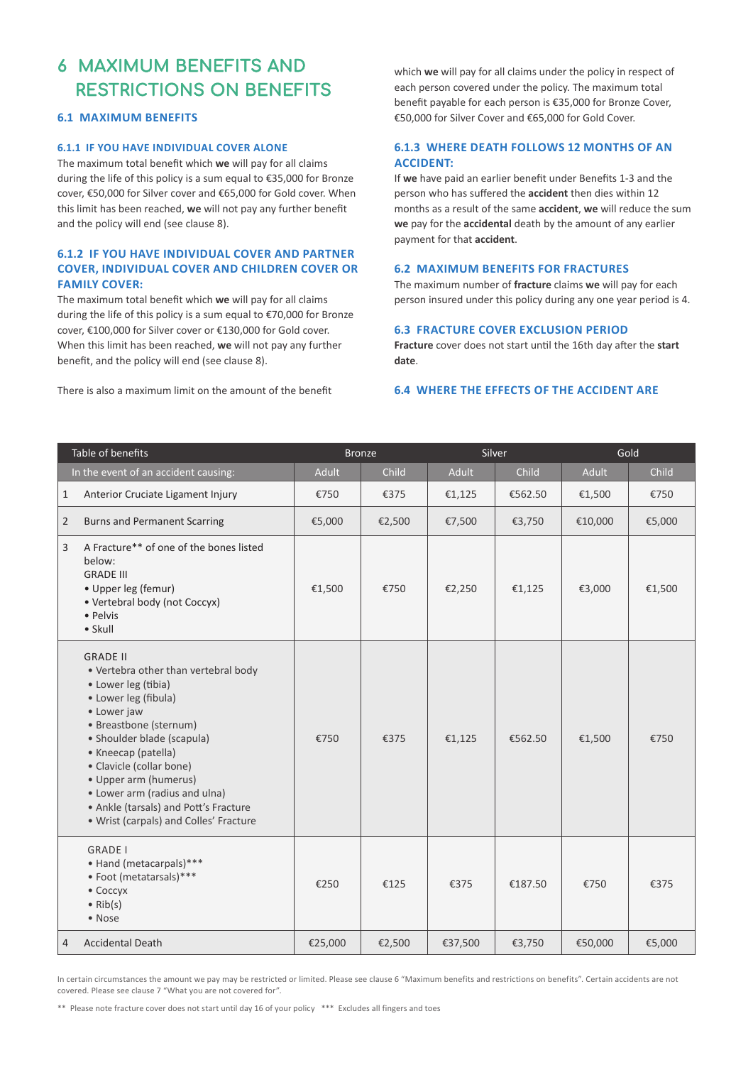# 6 MAXIMUM BENEFITS AND RESTRICTIONS ON BENEFITS

## 6.1 MAXIMUM BENEFITS

### 6.1.1 IF YOU HAVE INDIVIDUAL COVER ALONE

The maximum total benefit which **we** will pay for all claims during the life of this policy is a sum equal to €35,000 for Bronze cover, €50,000 for Silver cover and €65,000 for Gold cover. When this limit has been reached, **we** will not pay any further benefit and the policy will end (see clause 8).

### 6.1.2 IF YOU HAVE INDIVIDUAL COVER AND PARTNER COVER, INDIVIDUAL COVER AND CHILDREN COVER OR FAMILY COVER:

The maximum total benefit which **we** will pay for all claims during the life of this policy is a sum equal to €70,000 for Bronze cover, €100,000 for Silver cover or €130,000 for Gold cover. When this limit has been reached, **we** will not pay any further benefit, and the policy will end (see clause 8).

There is also a maximum limit on the amount of the benefit which **we** will pay for all claims under the policy in respect of each person covered under the policy. The maximum total benefit payable for each person is €35,000 for Bronze Cover, €50,000 for Silver Cover and €65,000 for Gold Cover.

### 6.1.3 WHERE DEATH FOLLOWS 12 MONTHS OF AN ACCIDENT:

If **we** have paid an earlier benefit under Benefits 1-3 and the person who has suffered the **accident** then dies within 12 months as a result of the same **accident**, **we** will reduce the sum **we** pay for the **accidental** death by the amount of any earlier payment for that **accident**.

## 6.2 MAXIMUM BENEFITS FOR FRACTURES

The maximum number of **fracture** claims **we** will pay for each person insured under this policy during any one year period is 4.

## 6.3 FRACTURE COVER EXCLUSION PERIOD

**Fracture** cover does not start until the 16th day after the **start date**.

## 6.4 WHERE THE EFFECTS OF THE ACCIDENT ARE

| | Table of benefits | Bronze | | Silver | | Gold | |
|---|---|---|---|---|---|---|---|
| | In the event of an accident causing: | Adult | Child | Adult | Child | Adult | Child |
| 1 | Anterior Cruciate Ligament Injury | €750 | €375 | €1,125 | €562.50 | €1,500 | €750 |
| 2 | Burns and Permanent Scarring | €5,000 | €2,500 | €7,500 | €3,750 | €10,000 | €5,000 |
| 3 | A Fracture** of one of the bones listed below:<br>GRADE III<br>• Upper leg (femur)<br>• Vertebral body (not Coccyx)<br>• Pelvis<br>• Skull | €1,500 | €750 | €2,250 | €1,125 | €3,000 | €1,500 |
| | GRADE II<br>• Vertebra other than vertebral body<br>• Lower leg (tibia)<br>• Lower leg (fibula)<br>• Lower jaw<br>• Breastbone (sternum)<br>• Shoulder blade (scapula)<br>• Kneecap (patella)<br>• Clavicle (collar bone)<br>• Upper arm (humerus)<br>• Lower arm (radius and ulna)<br>• Ankle (tarsals) and Pott's Fracture<br>• Wrist (carpals) and Colles' Fracture | €750 | €375 | €1,125 | €562.50 | €1,500 | €750 |
| | GRADE I<br>• Hand (metacarpals)***<br>• Foot (metatarsals)***<br>• Coccyx<br>• Rib(s)<br>• Nose | €250 | €125 | €375 | €187.50 | €750 | €375 |
| 4 | Accidental Death | €25,000 | €2,500 | €37,500 | €3,750 | €50,000 | €5,000 |

In certain circumstances the amount we pay may be restricted or limited. Please see clause 6 "Maximum benefits and restrictions on benefits". Certain accidents are not covered. Please see clause 7 "What you are not covered for".

** Please note fracture cover does not start until day 16 of your policy *** Excludes all fingers and toes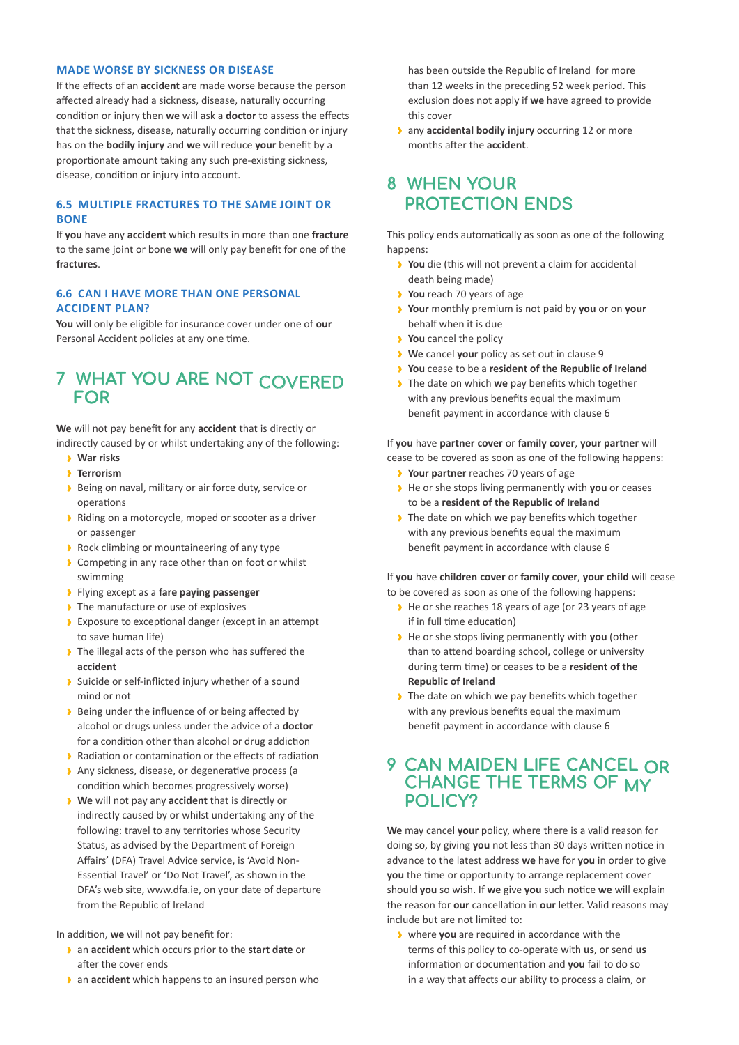### MADE WORSE BY SICKNESS OR DISEASE

If the effects of an **accident** are made worse because the person affected already had a sickness, disease, naturally occurring condition or injury then **we** will ask a **doctor** to assess the effects that the sickness, disease, naturally occurring condition or injury has on the **bodily injury** and **we** will reduce **your** benefit by a proportionate amount taking any such pre-existing sickness, disease, condition or injury into account.

### 6.5 MULTIPLE FRACTURES TO THE SAME JOINT OR BONE

If **you** have any **accident** which results in more than one **fracture** to the same joint or bone **we** will only pay benefit for one of the **fractures**.

### 6.6 CAN I HAVE MORE THAN ONE PERSONAL ACCIDENT PLAN?

**You** will only be eligible for insurance cover under one of **our** Personal Accident policies at any one time.

## 7 WHAT YOU ARE NOT COVERED FOR

**We** will not pay benefit for any **accident** that is directly or indirectly caused by or whilst undertaking any of the following:

- **War risks**
- **Terrorism**
- Being on naval, military or air force duty, service or operations
- Riding on a motorcycle, moped or scooter as a driver or passenger
- Rock climbing or mountaineering of any type
- Competing in any race other than on foot or whilst swimming
- Flying except as a **fare paying passenger**
- The manufacture or use of explosives
- Exposure to exceptional danger (except in an attempt to save human life)
- The illegal acts of the person who has suffered the **accident**
- Suicide or self-inflicted injury whether of a sound mind or not
- Being under the influence of or being affected by alcohol or drugs unless under the advice of a **doctor** for a condition other than alcohol or drug addiction
- Radiation or contamination or the effects of radiation
- Any sickness, disease, or degenerative process (a condition which becomes progressively worse)
- **We** will not pay any **accident** that is directly or indirectly caused by or whilst undertaking any of the following: travel to any territories whose Security Status, as advised by the Department of Foreign Affairs' (DFA) Travel Advice service, is 'Avoid Non-Essential Travel' or 'Do Not Travel', as shown in the DFA's web site, www.dfa.ie, on your date of departure from the Republic of Ireland

In addition, **we** will not pay benefit for:

- an **accident** which occurs prior to the **start date** or after the cover ends
- an **accident** which happens to an insured person who has been outside the Republic of Ireland for more than 12 weeks in the preceding 52 week period. This exclusion does not apply if **we** have agreed to provide this cover
- any **accidental bodily injury** occurring 12 or more months after the **accident**.

## 8 WHEN YOUR PROTECTION ENDS

This policy ends automatically as soon as one of the following happens:

- **You** die (this will not prevent a claim for accidental death being made)
- **You** reach 70 years of age
- **Your** monthly premium is not paid by **you** or on **your** behalf when it is due
- **You** cancel the policy
- **We** cancel **your** policy as set out in clause 9
- **You** cease to be a **resident of the Republic of Ireland**
- The date on which **we** pay benefits which together with any previous benefits equal the maximum benefit payment in accordance with clause 6

If **you** have **partner cover** or **family cover**, **your partner** will cease to be covered as soon as one of the following happens:

- **Your partner** reaches 70 years of age
- He or she stops living permanently with **you** or ceases to be a **resident of the Republic of Ireland**
- The date on which **we** pay benefits which together with any previous benefits equal the maximum benefit payment in accordance with clause 6

If **you** have **children cover** or **family cover**, **your child** will cease to be covered as soon as one of the following happens:

- He or she reaches 18 years of age (or 23 years of age if in full time education)
- He or she stops living permanently with **you** (other than to attend boarding school, college or university during term time) or ceases to be a **resident of the Republic of Ireland**
- The date on which **we** pay benefits which together with any previous benefits equal the maximum benefit payment in accordance with clause 6

## 9 CAN MAIDEN LIFE CANCEL OR CHANGE THE TERMS OF MY POLICY?

**We** may cancel **your** policy, where there is a valid reason for doing so, by giving **you** not less than 30 days written notice in advance to the latest address **we** have for **you** in order to give **you** the time or opportunity to arrange replacement cover should **you** so wish. If **we** give **you** such notice **we** will explain the reason for **our** cancellation in **our** letter. Valid reasons may include but are not limited to:

- where **you** are required in accordance with the terms of this policy to co-operate with **us**, or send **us** information or documentation and **you** fail to do so in a way that affects our ability to process a claim, or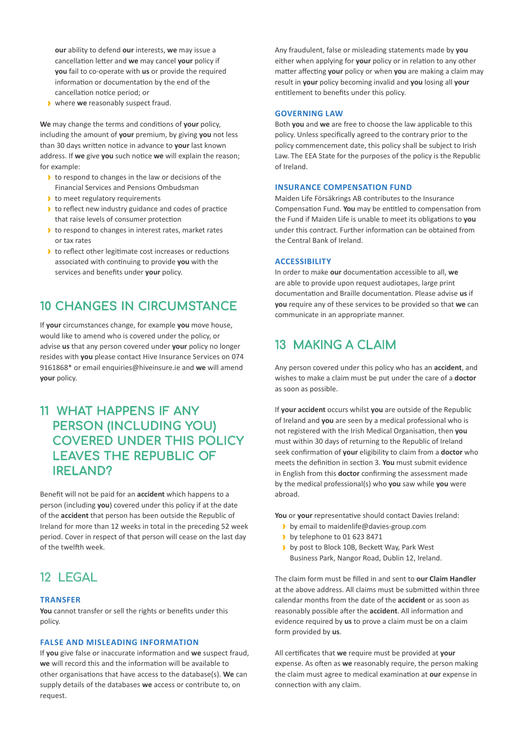**our** ability to defend **our** interests, **we** may issue a cancellation letter and **we** may cancel **your** policy if **you** fail to co-operate with **us** or provide the required information or documentation by the end of the cancellation notice period; or

- where **we** reasonably suspect fraud.

**We** may change the terms and conditions of **your** policy, including the amount of **your** premium, by giving **you** not less than 30 days written notice in advance to **your** last known address. If **we** give **you** such notice **we** will explain the reason; for example:

- to respond to changes in the law or decisions of the Financial Services and Pensions Ombudsman
- to meet regulatory requirements
- to reflect new industry guidance and codes of practice that raise levels of consumer protection
- to respond to changes in interest rates, market rates or tax rates
- to reflect other legitimate cost increases or reductions associated with continuing to provide **you** with the services and benefits under **your** policy.

## 10 CHANGES IN CIRCUMSTANCE

If **your** circumstances change, for example **you** move house, would like to amend who is covered under the policy, or advise **us** that any person covered under **your** policy no longer resides with **you** please contact Hive Insurance Services on 074 9161868* or email enquiries@hiveinsure.ie and **we** will amend **your** policy.

## 11 WHAT HAPPENS IF ANY PERSON (INCLUDING YOU) COVERED UNDER THIS POLICY LEAVES THE REPUBLIC OF IRELAND?

Benefit will not be paid for an **accident** which happens to a person (including **you**) covered under this policy if at the date of the **accident** that person has been outside the Republic of Ireland for more than 12 weeks in total in the preceding 52 week period. Cover in respect of that person will cease on the last day of the twelfth week.

## 12 LEGAL

### TRANSFER

**You** cannot transfer or sell the rights or benefits under this policy.

### FALSE AND MISLEADING INFORMATION

If **you** give false or inaccurate information and **we** suspect fraud, **we** will record this and the information will be available to other organisations that have access to the database(s). **We** can supply details of the databases **we** access or contribute to, on request.

Any fraudulent, false or misleading statements made by **you** either when applying for **your** policy or in relation to any other matter affecting **your** policy or when **you** are making a claim may result in **your** policy becoming invalid and **you** losing all **your** entitlement to benefits under this policy.

### GOVERNING LAW

Both **you** and **we** are free to choose the law applicable to this policy. Unless specifically agreed to the contrary prior to the policy commencement date, this policy shall be subject to Irish Law. The EEA State for the purposes of the policy is the Republic of Ireland.

### INSURANCE COMPENSATION FUND

Maiden Life Försäkrings AB contributes to the Insurance Compensation Fund. **You** may be entitled to compensation from the Fund if Maiden Life is unable to meet its obligations to **you** under this contract. Further information can be obtained from the Central Bank of Ireland.

### ACCESSIBILITY

In order to make **our** documentation accessible to all, **we** are able to provide upon request audiotapes, large print documentation and Braille documentation. Please advise **us** if **you** require any of these services to be provided so that **we** can communicate in an appropriate manner.

## 13 MAKING A CLAIM

Any person covered under this policy who has an **accident**, and wishes to make a claim must be put under the care of a **doctor** as soon as possible.

If **your accident** occurs whilst **you** are outside of the Republic of Ireland and **you** are seen by a medical professional who is not registered with the Irish Medical Organisation, then **you** must within 30 days of returning to the Republic of Ireland seek confirmation of **your** eligibility to claim from a **doctor** who meets the definition in section 3. **You** must submit evidence in English from this **doctor** confirming the assessment made by the medical professional(s) who **you** saw while **you** were abroad.

**You** or **your** representative should contact Davies Ireland:

- by email to maidenlife@davies-group.com
- by telephone to 01 623 8471
- by post to Block 10B, Beckett Way, Park West Business Park, Nangor Road, Dublin 12, Ireland.

The claim form must be filled in and sent to **our Claim Handler** at the above address. All claims must be submitted within three calendar months from the date of the **accident** or as soon as reasonably possible after the **accident**. All information and evidence required by **us** to prove a claim must be on a claim form provided by **us**.

All certificates that **we** require must be provided at **your** expense. As often as **we** reasonably require, the person making the claim must agree to medical examination at **our** expense in connection with any claim.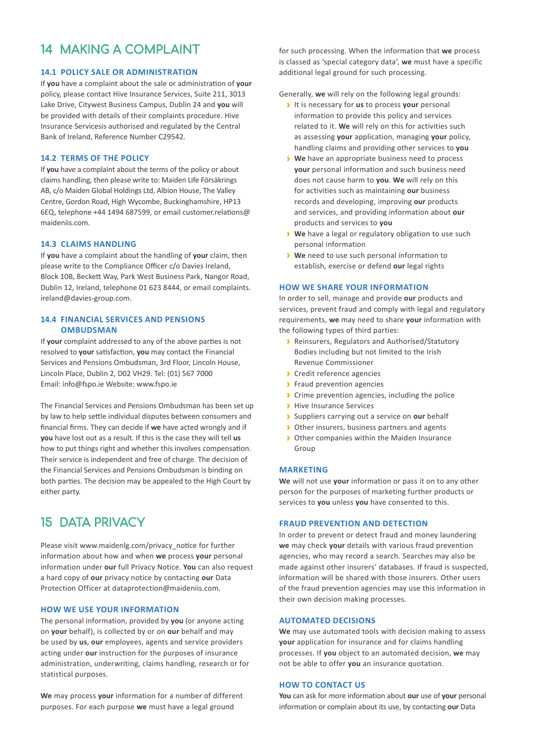# 14 MAKING A COMPLAINT

### 14.1 POLICY SALE OR ADMINISTRATION

If **you** have a complaint about the sale or administration of **your** policy, please contact Hive Insurance Services, Suite 211, 3013 Lake Drive, Citywest Business Campus, Dublin 24 and **you** will be provided with details of their complaints procedure. Hive Insurance Servicesis authorised and regulated by the Central Bank of Ireland, Reference Number C29542.

### 14.2 TERMS OF THE POLICY

If **you** have a complaint about the terms of the policy or about claims handling, then please write to: Maiden Life Försäkrings AB, c/o Maiden Global Holdings Ltd, Albion House, The Valley Centre, Gordon Road, High Wycombe, Buckinghamshire, HP13 6EQ, telephone +44 1494 687599, or email customer.relations@maideniis.com.

### 14.3 CLAIMS HANDLING

If **you** have a complaint about the handling of **your** claim, then please write to the Compliance Officer c/o Davies Ireland, Block 10B, Beckett Way, Park West Business Park, Nangor Road, Dublin 12, Ireland, telephone 01 623 8444, or email complaints.ireland@davies-group.com.

### 14.4 FINANCIAL SERVICES AND PENSIONS OMBUDSMAN

If **your** complaint addressed to any of the above parties is not resolved to **your** satisfaction, **you** may contact the Financial Services and Pensions Ombudsman, 3rd Floor, Lincoln House, Lincoln Place, Dublin 2, D02 VH29. Tel: (01) 567 7000
Email: info@fspo.ie Website: www.fspo.ie

The Financial Services and Pensions Ombudsman has been set up by law to help settle individual disputes between consumers and financial firms. They can decide if **we** have acted wrongly and if **you** have lost out as a result. If this is the case they will tell **us** how to put things right and whether this involves compensation. Their service is independent and free of charge. The decision of the Financial Services and Pensions Ombudsman is binding on both parties. The decision may be appealed to the High Court by either party.

# 15 DATA PRIVACY

Please visit www.maidenlg.com/privacy_notice for further information about how and when **we** process **your** personal information under **our** full Privacy Notice. **You** can also request a hard copy of **our** privacy notice by contacting **our** Data Protection Officer at dataprotection@maideniis.com.

### HOW WE USE YOUR INFORMATION

The personal information, provided by **you** (or anyone acting on **your** behalf), is collected by or on **our** behalf and may be used by **us**, **our** employees, agents and service providers acting under **our** instruction for the purposes of insurance administration, underwriting, claims handling, research or for statistical purposes.

**We** may process **your** information for a number of different purposes. For each purpose **we** must have a legal ground for such processing. When the information that **we** process is classed as 'special category data', **we** must have a specific additional legal ground for such processing.

Generally, **we** will rely on the following legal grounds:

- It is necessary for **us** to process **your** personal information to provide this policy and services related to it. **We** will rely on this for activities such as assessing **your** application, managing **your** policy, handling claims and providing other services to **you**
- **We** have an appropriate business need to process **your** personal information and such business need does not cause harm to **you**. **We** will rely on this for activities such as maintaining **our** business records and developing, improving **our** products and services, and providing information about **our** products and services to **you**
- **We** have a legal or regulatory obligation to use such personal information
- **We** need to use such personal information to establish, exercise or defend **our** legal rights

### HOW WE SHARE YOUR INFORMATION

In order to sell, manage and provide **our** products and services, prevent fraud and comply with legal and regulatory requirements, **we** may need to share **your** information with the following types of third parties:

- Reinsurers, Regulators and Authorised/Statutory Bodies including but not limited to the Irish Revenue Commissioner
- Credit reference agencies
- Fraud prevention agencies
- Crime prevention agencies, including the police
- Hive Insurance Services
- Suppliers carrying out a service on **our** behalf
- Other insurers, business partners and agents
- Other companies within the Maiden Insurance Group

### MARKETING

**We** will not use **your** information or pass it on to any other person for the purposes of marketing further products or services to **you** unless **you** have consented to this.

### FRAUD PREVENTION AND DETECTION

In order to prevent or detect fraud and money laundering **we** may check **your** details with various fraud prevention agencies, who may record a search. Searches may also be made against other insurers' databases. If fraud is suspected, information will be shared with those insurers. Other users of the fraud prevention agencies may use this information in their own decision making processes.

### AUTOMATED DECISIONS

**We** may use automated tools with decision making to assess **your** application for insurance and for claims handling processes. If **you** object to an automated decision, **we** may not be able to offer **you** an insurance quotation.

### HOW TO CONTACT US

**You** can ask for more information about **our** use of **your** personal information or complain about its use, by contacting **our** Data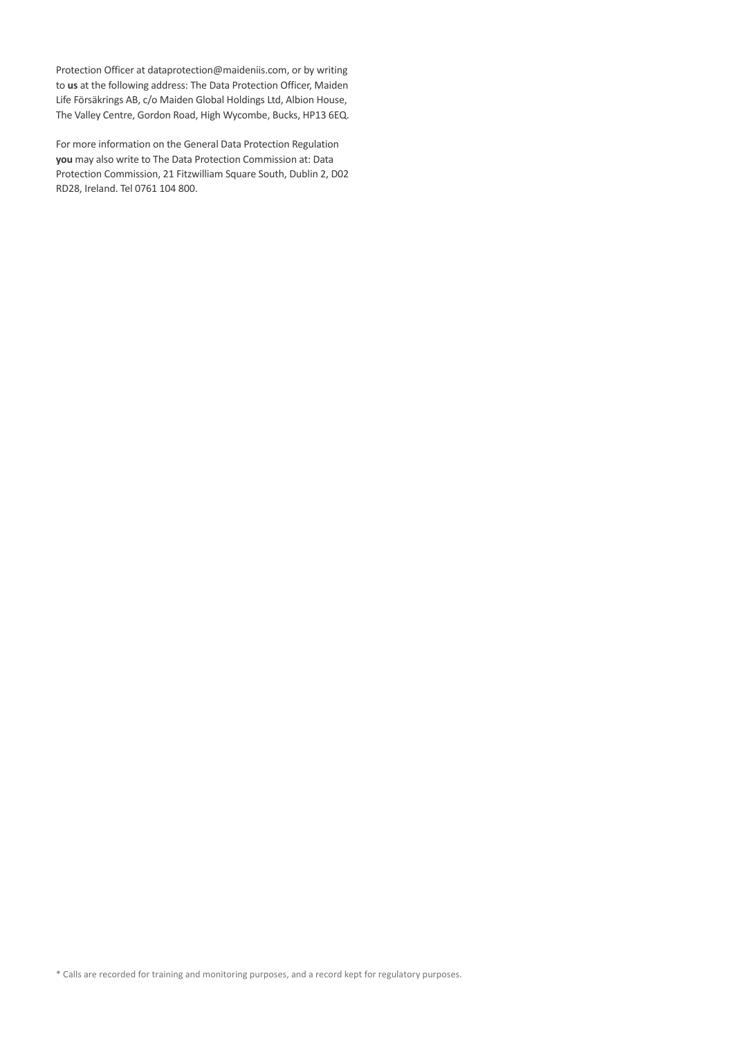Protection Officer at dataprotection@maideniis.com, or by writing to **us** at the following address: The Data Protection Officer, Maiden Life Försäkrings AB, c/o Maiden Global Holdings Ltd, Albion House, The Valley Centre, Gordon Road, High Wycombe, Bucks, HP13 6EQ.

For more information on the General Data Protection Regulation **you** may also write to The Data Protection Commission at: Data Protection Commission, 21 Fitzwilliam Square South, Dublin 2, D02 RD28, Ireland. Tel 0761 104 800.

* Calls are recorded for training and monitoring purposes, and a record kept for regulatory purposes.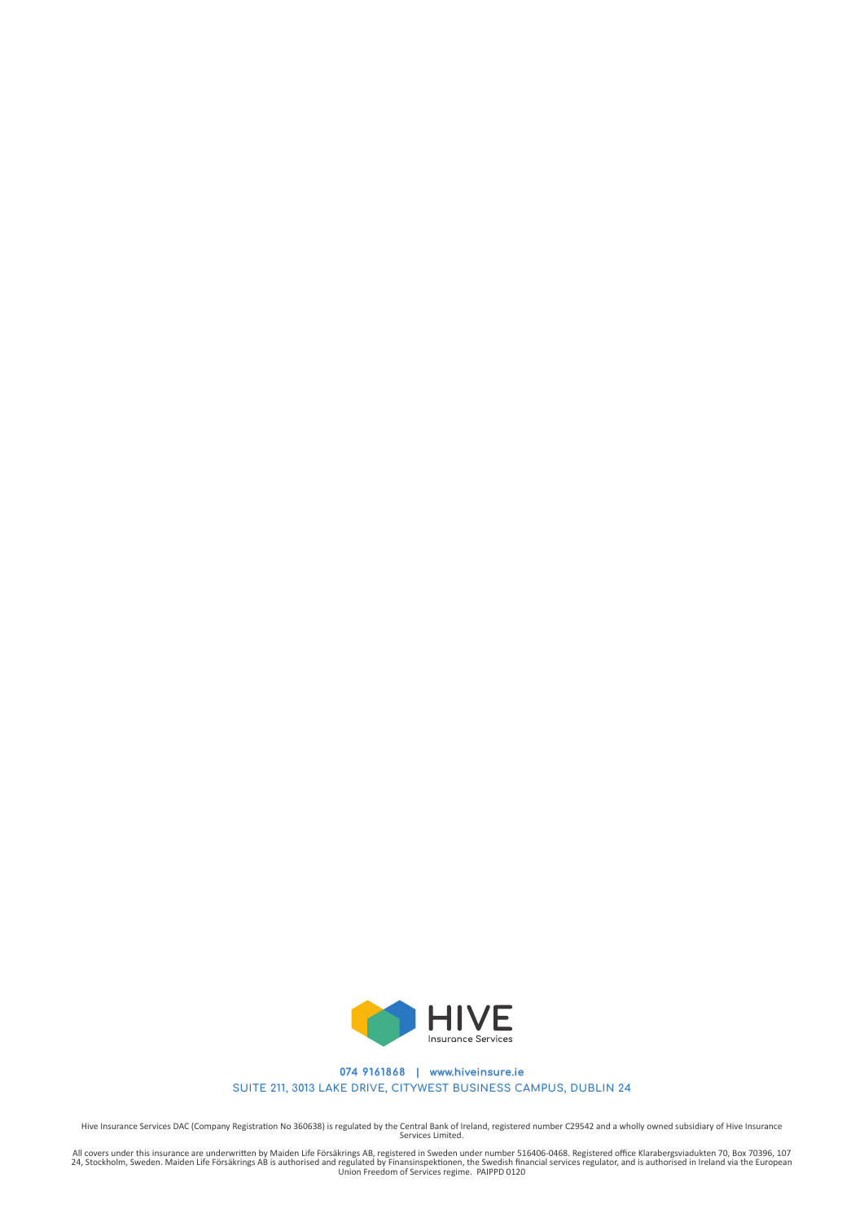HIVE

Insurance Services

**074 9161868 | www.hiveinsure.ie**

SUITE 211, 3013 LAKE DRIVE, CITYWEST BUSINESS CAMPUS, DUBLIN 24

Hive Insurance Services DAC (Company Registration No 360638) is regulated by the Central Bank of Ireland, registered number C29542 and a wholly owned subsidiary of Hive Insurance Services Limited.

All covers under this insurance are underwritten by Maiden Life Försäkrings AB, registered in Sweden under number 516406-0468. Registered office Klarabergsviadukten 70, Box 70396, 107 24, Stockholm, Sweden. Maiden Life Försäkrings AB is authorised and regulated by Finansinspektionen, the Swedish financial services regulator, and is authorised in Ireland via the European Union Freedom of Services regime. PAIPPD 0120